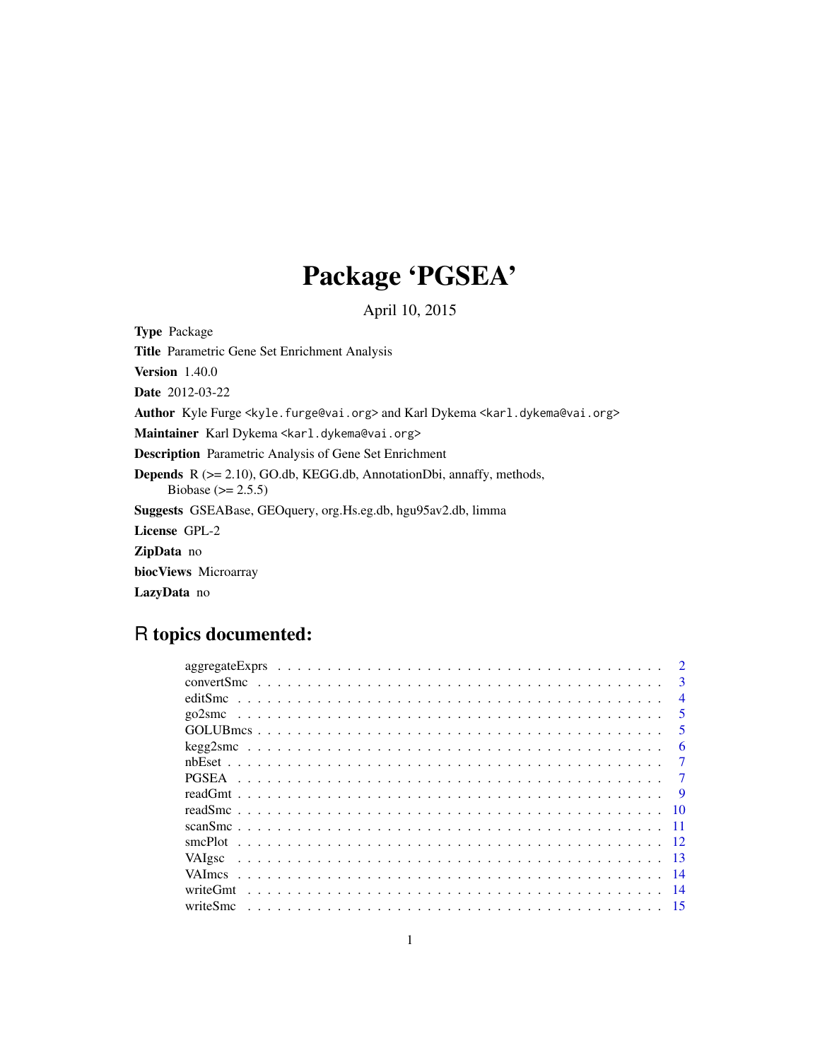# Package 'PGSEA'

April 10, 2015

**Type** Package

**Title** Parametric Gene Set Enrichment Analysis

**Version** 1.40.0

**Date** 2012-03-22

**Author** Kyle Furge <kyle.furge@vai.org> and Karl Dykema <karl.dykema@vai.org>

**Maintainer** Karl Dykema <karl.dykema@vai.org>

**Description** Parametric Analysis of Gene Set Enrichment

**Depends** R (>= 2.10), GO.db, KEGG.db, AnnotationDbi, annaffy, methods, Biobase (>= 2.5.5)

**Suggests** GSEABase, GEOquery, org.Hs.eg.db, hgu95av2.db, limma

**License** GPL-2

**ZipData** no

**biocViews** Microarray

**LazyData** no

## R topics documented:

| | |
|---|---|
| aggregateExprs | 2 |
| convertSmc | 3 |
| editSmc | 4 |
| go2smc | 5 |
| GOLUBmcs | 5 |
| kegg2smc | 6 |
| nbEset | 7 |
| PGSEA | 7 |
| readGmt | 9 |
| readSmc | 10 |
| scanSmc | 11 |
| smcPlot | 12 |
| VAIgsc | 13 |
| VAImcs | 14 |
| writeGmt | 14 |
| writeSmc | 15 |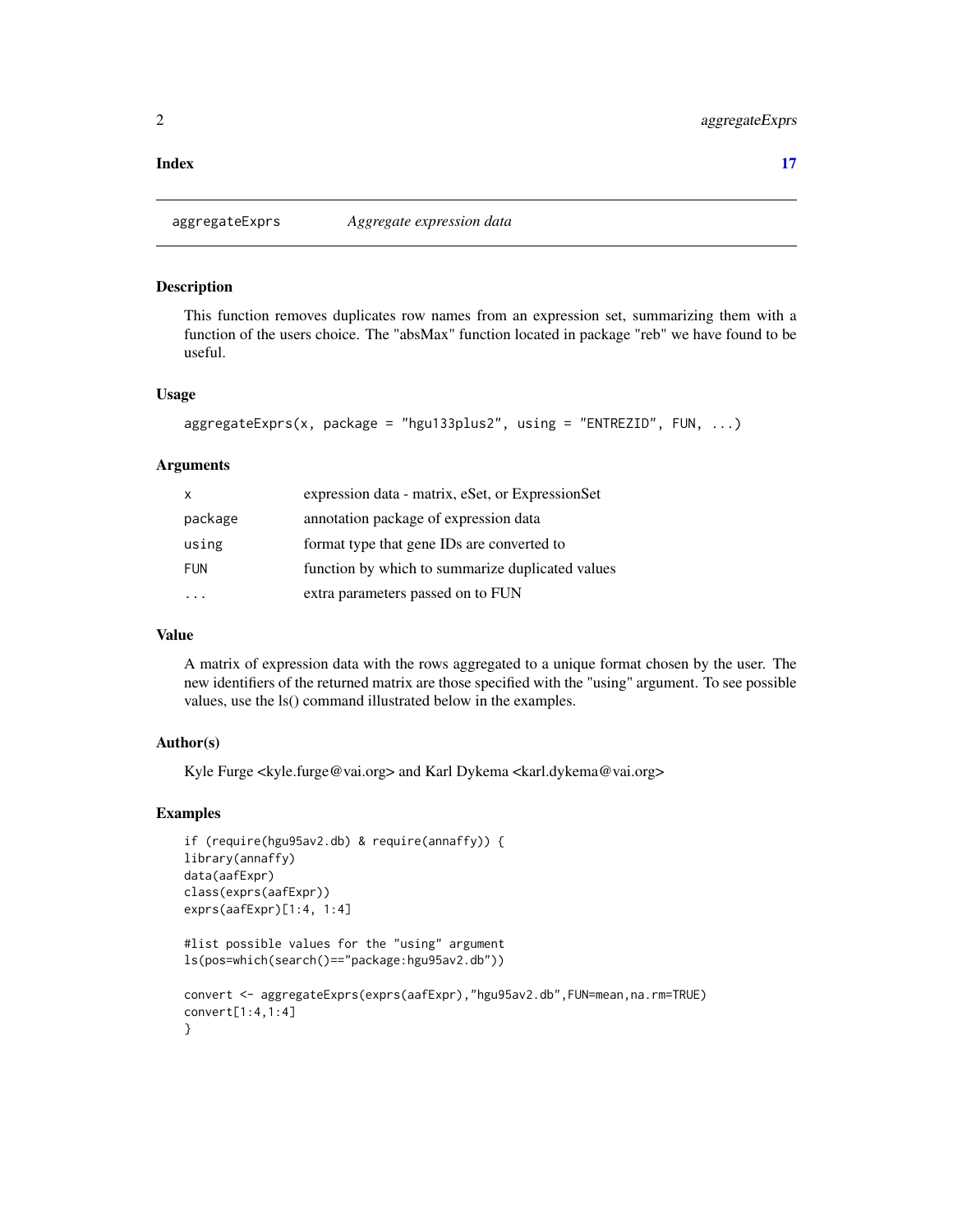**Index** 17

## aggregateExprs — *Aggregate expression data*

### Description

This function removes duplicates row names from an expression set, summarizing them with a function of the users choice. The "absMax" function located in package "reb" we have found to be useful.

### Usage

```
aggregateExprs(x, package = "hgu133plus2", using = "ENTREZID", FUN, ...)
```

### Arguments

| | |
|---|---|
| x | expression data - matrix, eSet, or ExpressionSet |
| package | annotation package of expression data |
| using | format type that gene IDs are converted to |
| FUN | function by which to summarize duplicated values |
| ... | extra parameters passed on to FUN |

### Value

A matrix of expression data with the rows aggregated to a unique format chosen by the user. The new identifiers of the returned matrix are those specified with the "using" argument. To see possible values, use the ls() command illustrated below in the examples.

### Author(s)

Kyle Furge <kyle.furge@vai.org> and Karl Dykema <karl.dykema@vai.org>

### Examples

```
if (require(hgu95av2.db) & require(annaffy)) {
library(annaffy)
data(aafExpr)
class(exprs(aafExpr))
exprs(aafExpr)[1:4, 1:4]

#list possible values for the "using" argument
ls(pos=which(search()=="package:hgu95av2.db"))

convert <- aggregateExprs(exprs(aafExpr),"hgu95av2.db",FUN=mean,na.rm=TRUE)
convert[1:4,1:4]
}
```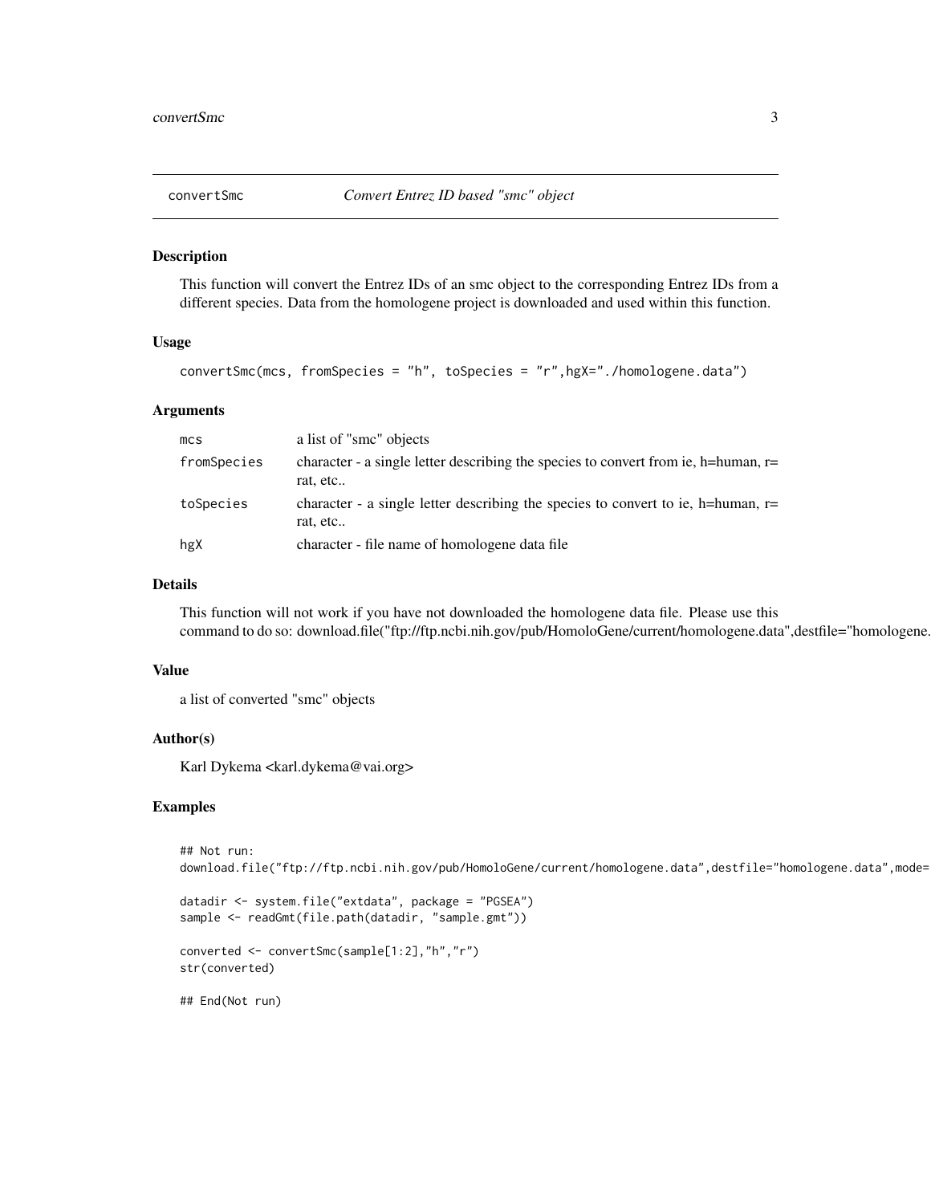`convertSmc` *Convert Entrez ID based "smc" object*

## Description

This function will convert the Entrez IDs of an smc object to the corresponding Entrez IDs from a different species. Data from the homologene project is downloaded and used within this function.

## Usage

```
convertSmc(mcs, fromSpecies = "h", toSpecies = "r",hgX="./homologene.data")
```

## Arguments

| | |
|---|---|
| `mcs` | a list of "smc" objects |
| `fromSpecies` | character - a single letter describing the species to convert from ie, h=human, r= rat, etc.. |
| `toSpecies` | character - a single letter describing the species to convert to ie, h=human, r= rat, etc.. |
| `hgX` | character - file name of homologene data file |

## Details

This function will not work if you have not downloaded the homologene data file. Please use this command to do so: download.file("ftp://ftp.ncbi.nih.gov/pub/HomoloGene/current/homologene.data",destfile="homologene.

## Value

a list of converted "smc" objects

## Author(s)

Karl Dykema <karl.dykema@vai.org>

## Examples

```
## Not run:
download.file("ftp://ftp.ncbi.nih.gov/pub/HomoloGene/current/homologene.data",destfile="homologene.data",mode=

datadir <- system.file("extdata", package = "PGSEA")
sample <- readGmt(file.path(datadir, "sample.gmt"))

converted <- convertSmc(sample[1:2],"h","r")
str(converted)

## End(Not run)
```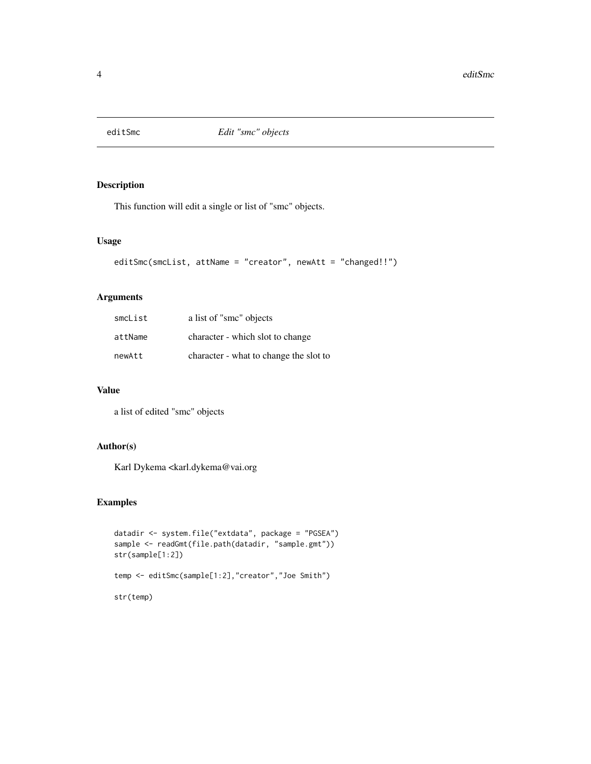# editSmc — *Edit "smc" objects*

## Description

This function will edit a single or list of "smc" objects.

## Usage

```
editSmc(smcList, attName = "creator", newAtt = "changed!!")
```

## Arguments

| | |
|---|---|
| smcList | a list of "smc" objects |
| attName | character - which slot to change |
| newAtt | character - what to change the slot to |

## Value

a list of edited "smc" objects

## Author(s)

Karl Dykema <karl.dykema@vai.org

## Examples

```
datadir <- system.file("extdata", package = "PGSEA")
sample <- readGmt(file.path(datadir, "sample.gmt"))
str(sample[1:2])

temp <- editSmc(sample[1:2],"creator","Joe Smith")

str(temp)
```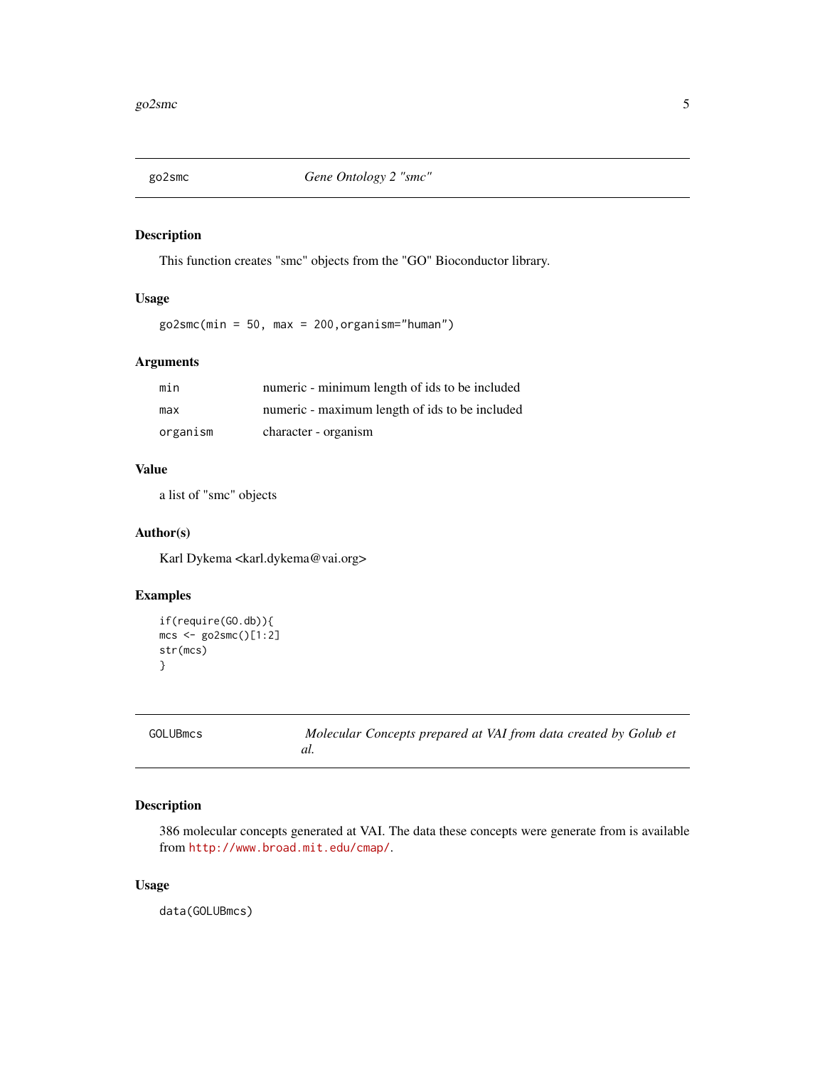## go2smc — *Gene Ontology 2 "smc"*

### Description

This function creates "smc" objects from the "GO" Bioconductor library.

### Usage

```
go2smc(min = 50, max = 200,organism="human")
```

### Arguments

| | |
|---|---|
| `min` | numeric - minimum length of ids to be included |
| `max` | numeric - maximum length of ids to be included |
| `organism` | character - organism |

### Value

a list of "smc" objects

### Author(s)

Karl Dykema <karl.dykema@vai.org>

### Examples

```
if(require(GO.db)){
mcs <- go2smc()[1:2]
str(mcs)
}
```

## GOLUBmcs — *Molecular Concepts prepared at VAI from data created by Golub et al.*

### Description

386 molecular concepts generated at VAI. The data these concepts were generate from is available from http://www.broad.mit.edu/cmap/.

### Usage

```
data(GOLUBmcs)
```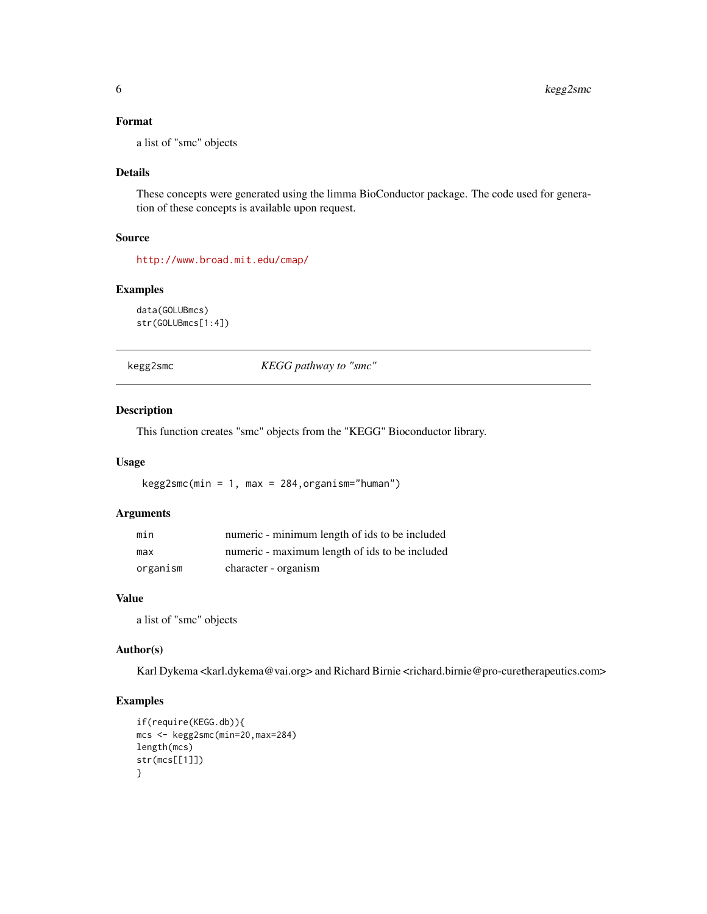### Format

a list of "smc" objects

### Details

These concepts were generated using the limma BioConductor package. The code used for generation of these concepts is available upon request.

### Source

http://www.broad.mit.edu/cmap/

### Examples

```
data(GOLUBmcs)
str(GOLUBmcs[1:4])
```

---

## kegg2smc — *KEGG pathway to "smc"*

---

### Description

This function creates "smc" objects from the "KEGG" Bioconductor library.

### Usage

```
kegg2smc(min = 1, max = 284,organism="human")
```

### Arguments

| | |
|---|---|
| min | numeric - minimum length of ids to be included |
| max | numeric - maximum length of ids to be included |
| organism | character - organism |

### Value

a list of "smc" objects

### Author(s)

Karl Dykema <karl.dykema@vai.org> and Richard Birnie <richard.birnie@pro-curetherapeutics.com>

### Examples

```
if(require(KEGG.db)){
mcs <- kegg2smc(min=20,max=284)
length(mcs)
str(mcs[[1]])
}
```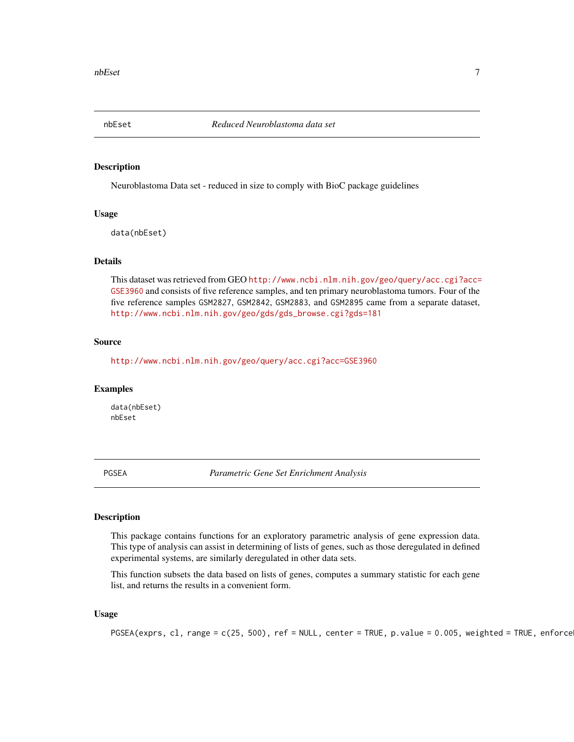## nbEset *Reduced Neuroblastoma data set*

### Description

Neuroblastoma Data set - reduced in size to comply with BioC package guidelines

### Usage

```
data(nbEset)
```

### Details

This dataset was retrieved from GEO http://www.ncbi.nlm.nih.gov/geo/query/acc.cgi?acc=GSE3960 and consists of five reference samples, and ten primary neuroblastoma tumors. Four of the five reference samples GSM2827, GSM2842, GSM2883, and GSM2895 came from a separate dataset, http://www.ncbi.nlm.nih.gov/geo/gds/gds_browse.cgi?gds=181

### Source

http://www.ncbi.nlm.nih.gov/geo/query/acc.cgi?acc=GSE3960

### Examples

```
data(nbEset)
nbEset
```

## PGSEA *Parametric Gene Set Enrichment Analysis*

### Description

This package contains functions for an exploratory parametric analysis of gene expression data. This type of analysis can assist in determining of lists of genes, such as those deregulated in defined experimental systems, are similarly deregulated in other data sets.

This function subsets the data based on lists of genes, computes a summary statistic for each gene list, and returns the results in a convenient form.

### Usage

```
PGSEA(exprs, cl, range = c(25, 500), ref = NULL, center = TRUE, p.value = 0.005, weighted = TRUE, enforce
```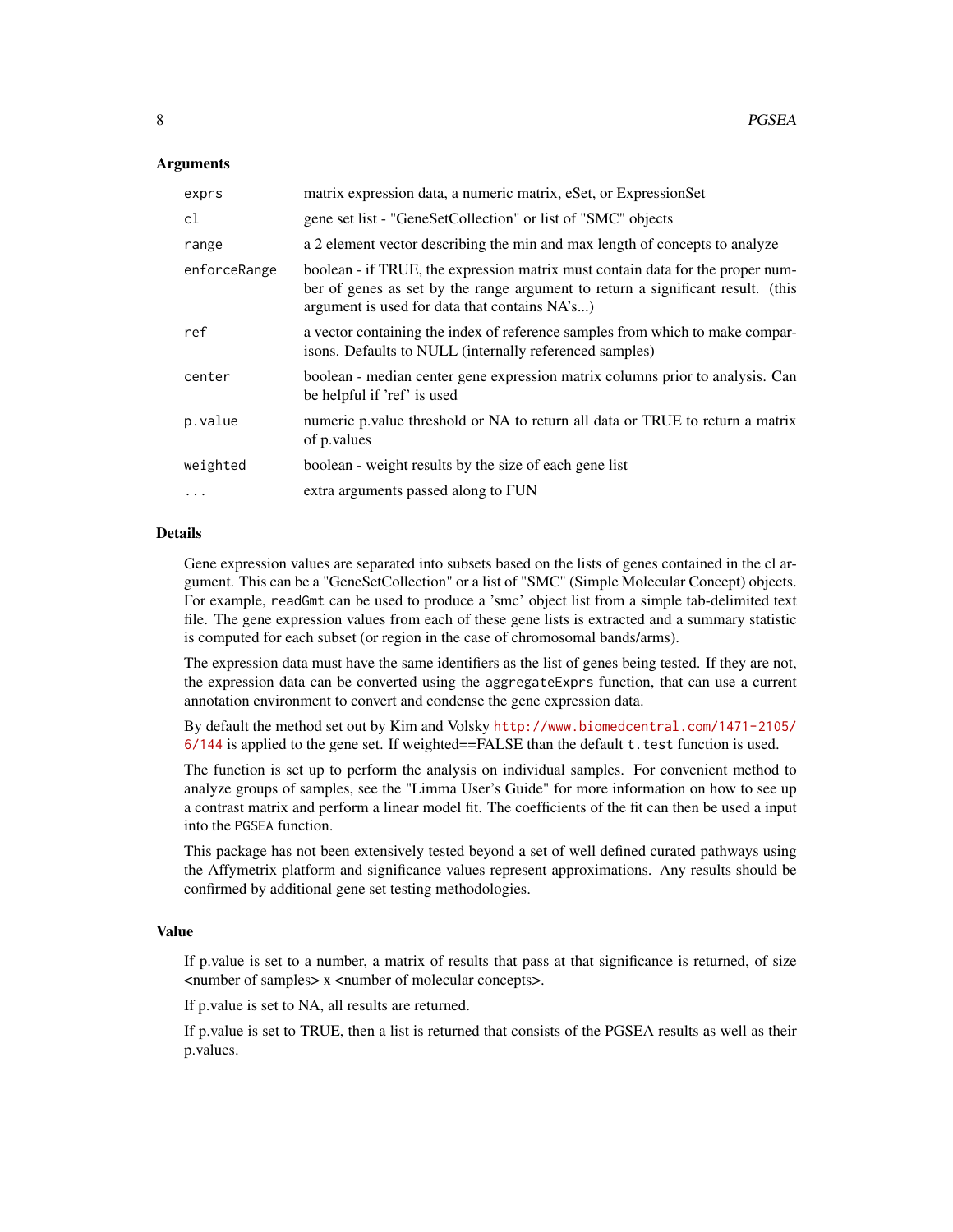### Arguments

| | |
|---|---|
| `exprs` | matrix expression data, a numeric matrix, eSet, or ExpressionSet |
| `cl` | gene set list - "GeneSetCollection" or list of "SMC" objects |
| `range` | a 2 element vector describing the min and max length of concepts to analyze |
| `enforceRange` | boolean - if TRUE, the expression matrix must contain data for the proper number of genes as set by the range argument to return a significant result. (this argument is used for data that contains NA's...) |
| `ref` | a vector containing the index of reference samples from which to make comparisons. Defaults to NULL (internally referenced samples) |
| `center` | boolean - median center gene expression matrix columns prior to analysis. Can be helpful if 'ref' is used |
| `p.value` | numeric p.value threshold or NA to return all data or TRUE to return a matrix of p.values |
| `weighted` | boolean - weight results by the size of each gene list |
| `...` | extra arguments passed along to FUN |

### Details

Gene expression values are separated into subsets based on the lists of genes contained in the cl argument. This can be a "GeneSetCollection" or a list of "SMC" (Simple Molecular Concept) objects. For example, `readGmt` can be used to produce a 'smc' object list from a simple tab-delimited text file. The gene expression values from each of these gene lists is extracted and a summary statistic is computed for each subset (or region in the case of chromosomal bands/arms).

The expression data must have the same identifiers as the list of genes being tested. If they are not, the expression data can be converted using the `aggregateExprs` function, that can use a current annotation environment to convert and condense the gene expression data.

By default the method set out by Kim and Volsky http://www.biomedcentral.com/1471-2105/6/144 is applied to the gene set. If weighted==FALSE than the default `t.test` function is used.

The function is set up to perform the analysis on individual samples. For convenient method to analyze groups of samples, see the "Limma User's Guide" for more information on how to see up a contrast matrix and perform a linear model fit. The coefficients of the fit can then be used a input into the `PGSEA` function.

This package has not been extensively tested beyond a set of well defined curated pathways using the Affymetrix platform and significance values represent approximations. Any results should be confirmed by additional gene set testing methodologies.

### Value

If p.value is set to a number, a matrix of results that pass at that significance is returned, of size <number of samples> x <number of molecular concepts>.

If p.value is set to NA, all results are returned.

If p.value is set to TRUE, then a list is returned that consists of the PGSEA results as well as their p.values.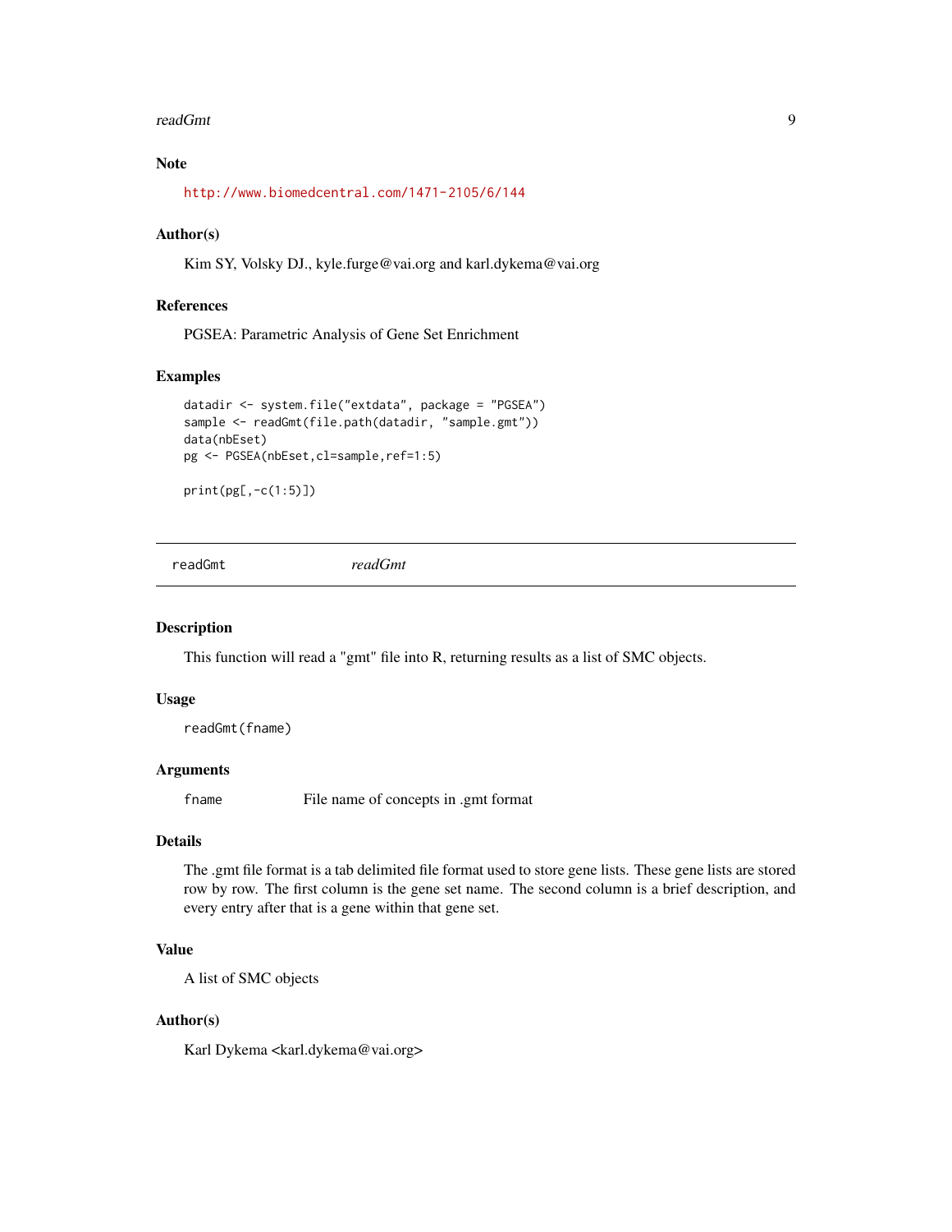### Note

http://www.biomedcentral.com/1471-2105/6/144

### Author(s)

Kim SY, Volsky DJ., kyle.furge@vai.org and karl.dykema@vai.org

### References

PGSEA: Parametric Analysis of Gene Set Enrichment

### Examples

```
datadir <- system.file("extdata", package = "PGSEA")
sample <- readGmt(file.path(datadir, "sample.gmt"))
data(nbEset)
pg <- PGSEA(nbEset,cl=sample,ref=1:5)

print(pg[,-c(1:5)])
```

---

## readGmt *readGmt*

---

### Description

This function will read a "gmt" file into R, returning results as a list of SMC objects.

### Usage

```
readGmt(fname)
```

### Arguments

| | |
|---|---|
| fname | File name of concepts in .gmt format |

### Details

The .gmt file format is a tab delimited file format used to store gene lists. These gene lists are stored row by row. The first column is the gene set name. The second column is a brief description, and every entry after that is a gene within that gene set.

### Value

A list of SMC objects

### Author(s)

Karl Dykema <karl.dykema@vai.org>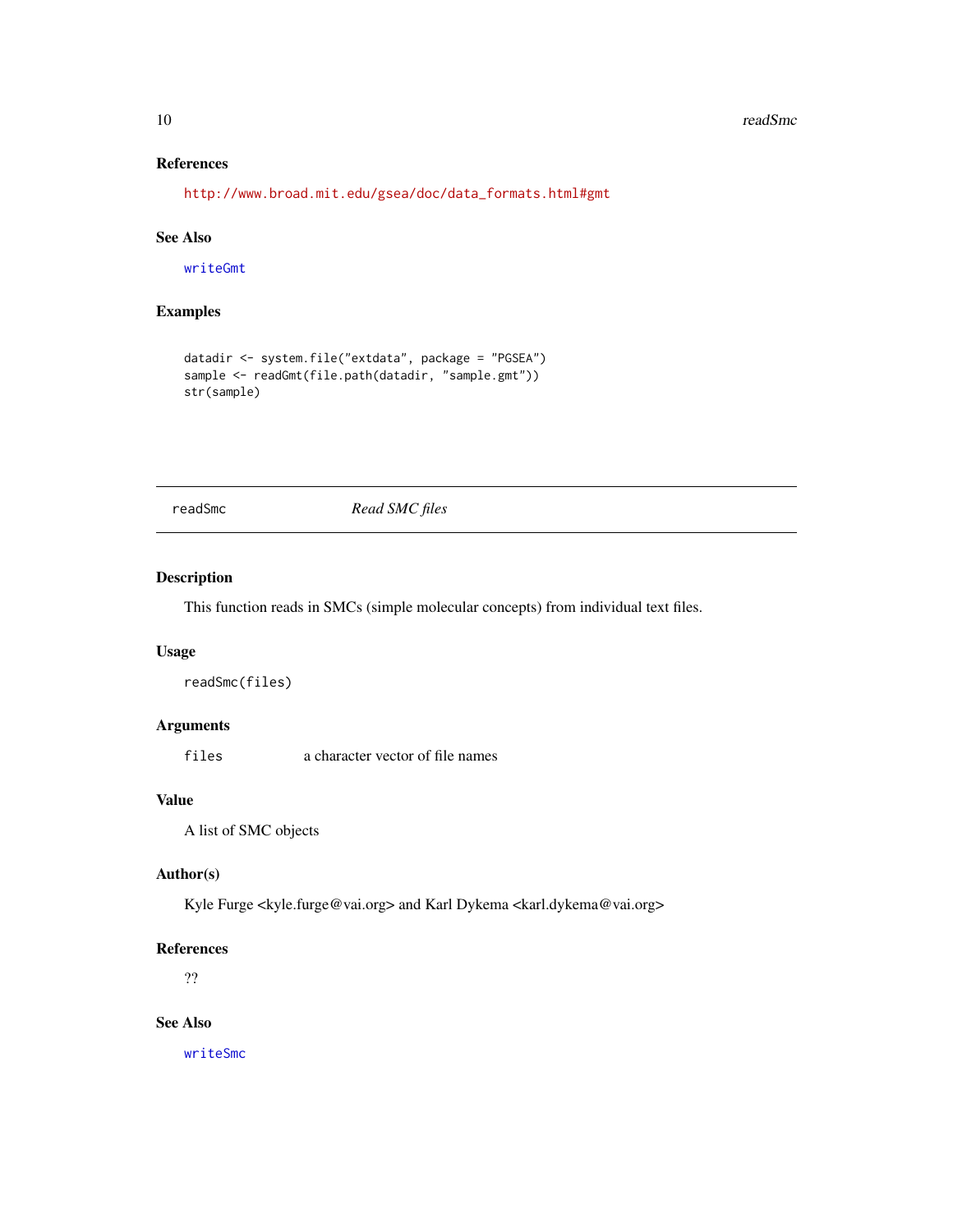### References

http://www.broad.mit.edu/gsea/doc/data_formats.html#gmt

### See Also

writeGmt

### Examples

```
datadir <- system.file("extdata", package = "PGSEA")
sample <- readGmt(file.path(datadir, "sample.gmt"))
str(sample)
```

---

## readSmc *Read SMC files*

---

### Description

This function reads in SMCs (simple molecular concepts) from individual text files.

### Usage

```
readSmc(files)
```

### Arguments

| | |
|---|---|
| files | a character vector of file names |

### Value

A list of SMC objects

### Author(s)

Kyle Furge <kyle.furge@vai.org> and Karl Dykema <karl.dykema@vai.org>

### References

??

### See Also

writeSmc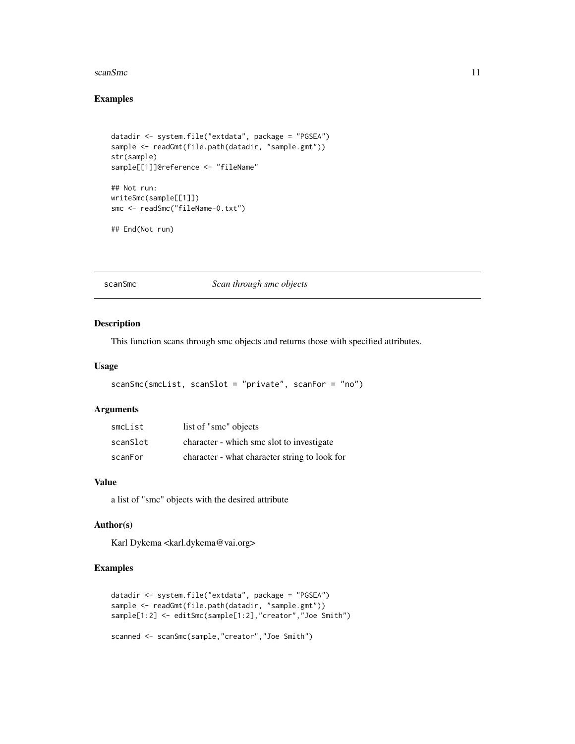## Examples

```
datadir <- system.file("extdata", package = "PGSEA")
sample <- readGmt(file.path(datadir, "sample.gmt"))
str(sample)
sample[[1]]@reference <- "fileName"

## Not run:
writeSmc(sample[[1]])
smc <- readSmc("fileName-0.txt")

## End(Not run)
```

---

# scanSmc — *Scan through smc objects*

## Description

This function scans through smc objects and returns those with specified attributes.

## Usage

```
scanSmc(smcList, scanSlot = "private", scanFor = "no")
```

## Arguments

| | |
|---|---|
| smcList | list of "smc" objects |
| scanSlot | character - which smc slot to investigate |
| scanFor | character - what character string to look for |

## Value

a list of "smc" objects with the desired attribute

## Author(s)

Karl Dykema <karl.dykema@vai.org>

## Examples

```
datadir <- system.file("extdata", package = "PGSEA")
sample <- readGmt(file.path(datadir, "sample.gmt"))
sample[1:2] <- editSmc(sample[1:2],"creator","Joe Smith")

scanned <- scanSmc(sample,"creator","Joe Smith")
```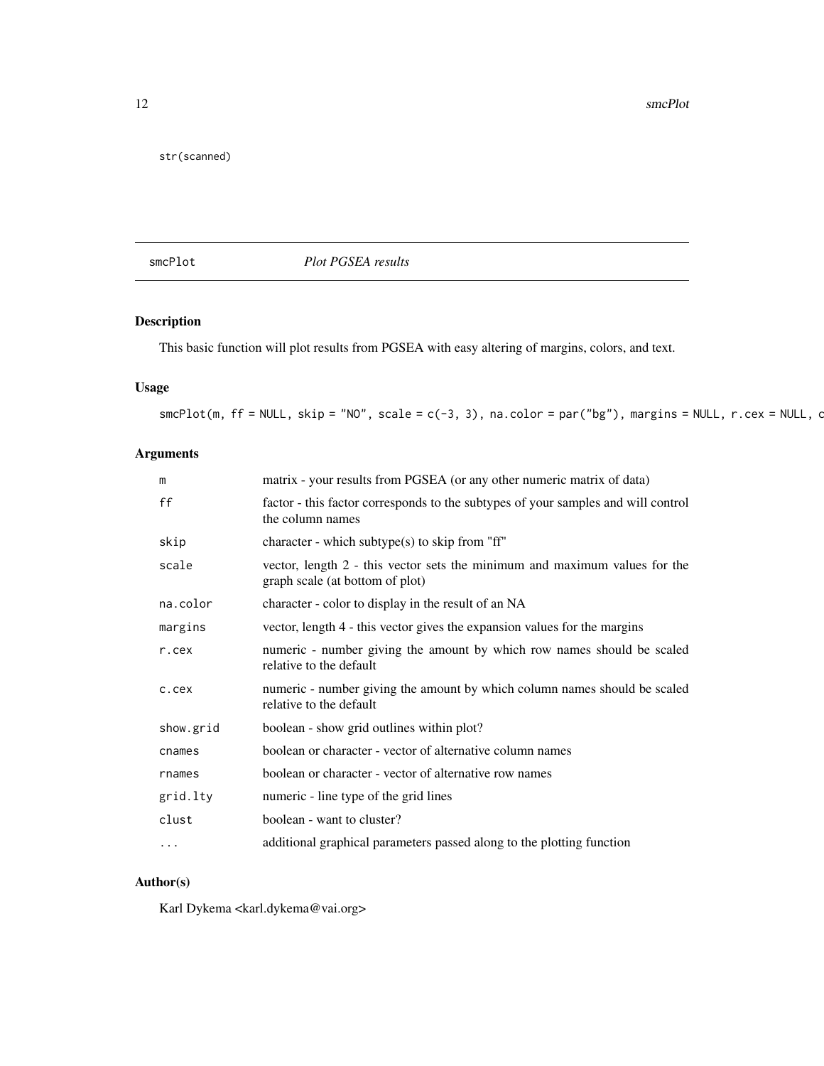```
str(scanned)
```

---

smcPlot *Plot PGSEA results*

---

## Description

This basic function will plot results from PGSEA with easy altering of margins, colors, and text.

## Usage

```
smcPlot(m, ff = NULL, skip = "NO", scale = c(-3, 3), na.color = par("bg"), margins = NULL, r.cex = NULL, c
```

## Arguments

| | |
|---|---|
| `m` | matrix - your results from PGSEA (or any other numeric matrix of data) |
| `ff` | factor - this factor corresponds to the subtypes of your samples and will control the column names |
| `skip` | character - which subtype(s) to skip from "ff" |
| `scale` | vector, length 2 - this vector sets the minimum and maximum values for the graph scale (at bottom of plot) |
| `na.color` | character - color to display in the result of an NA |
| `margins` | vector, length 4 - this vector gives the expansion values for the margins |
| `r.cex` | numeric - number giving the amount by which row names should be scaled relative to the default |
| `c.cex` | numeric - number giving the amount by which column names should be scaled relative to the default |
| `show.grid` | boolean - show grid outlines within plot? |
| `cnames` | boolean or character - vector of alternative column names |
| `rnames` | boolean or character - vector of alternative row names |
| `grid.lty` | numeric - line type of the grid lines |
| `clust` | boolean - want to cluster? |
| `...` | additional graphical parameters passed along to the plotting function |

## Author(s)

Karl Dykema <karl.dykema@vai.org>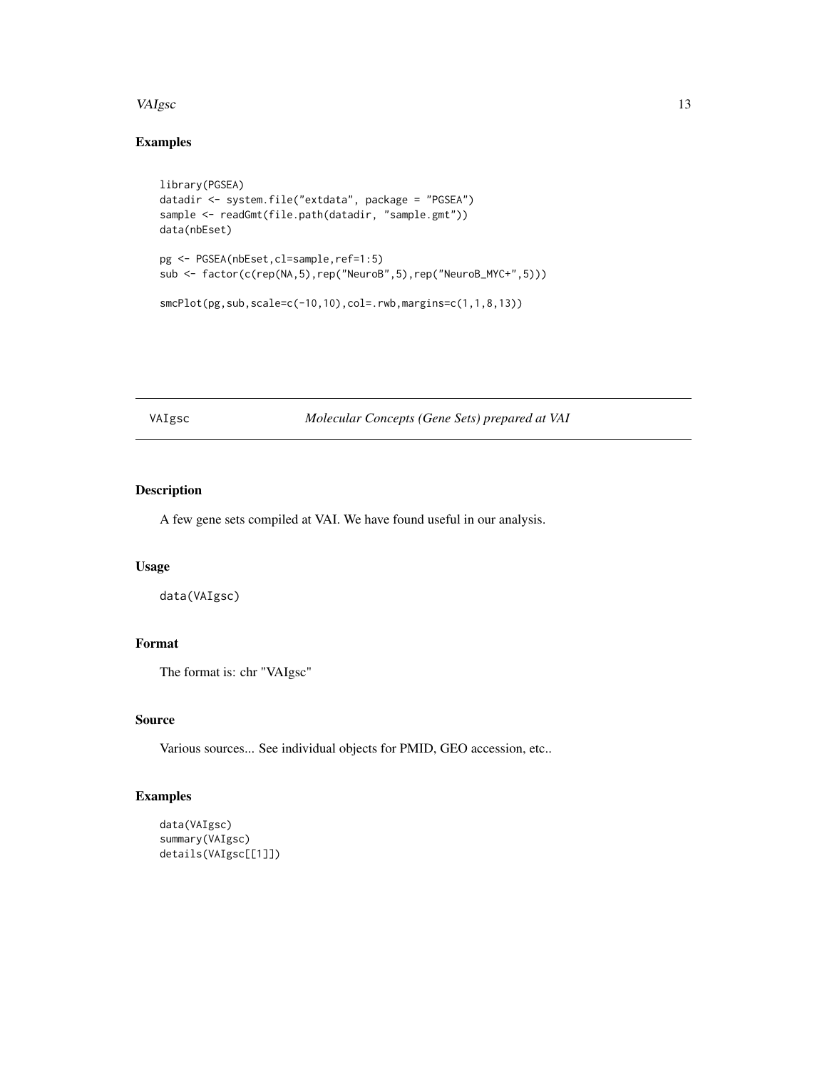## Examples

```
library(PGSEA)
datadir <- system.file("extdata", package = "PGSEA")
sample <- readGmt(file.path(datadir, "sample.gmt"))
data(nbEset)

pg <- PGSEA(nbEset,cl=sample,ref=1:5)
sub <- factor(c(rep(NA,5),rep("NeuroB",5),rep("NeuroB_MYC+",5)))

smcPlot(pg,sub,scale=c(-10,10),col=.rwb,margins=c(1,1,8,13))
```

---

# VAIgsc *Molecular Concepts (Gene Sets) prepared at VAI*

---

## Description

A few gene sets compiled at VAI. We have found useful in our analysis.

## Usage

```
data(VAIgsc)
```

## Format

The format is: chr "VAIgsc"

## Source

Various sources... See individual objects for PMID, GEO accession, etc..

## Examples

```
data(VAIgsc)
summary(VAIgsc)
details(VAIgsc[[1]])
```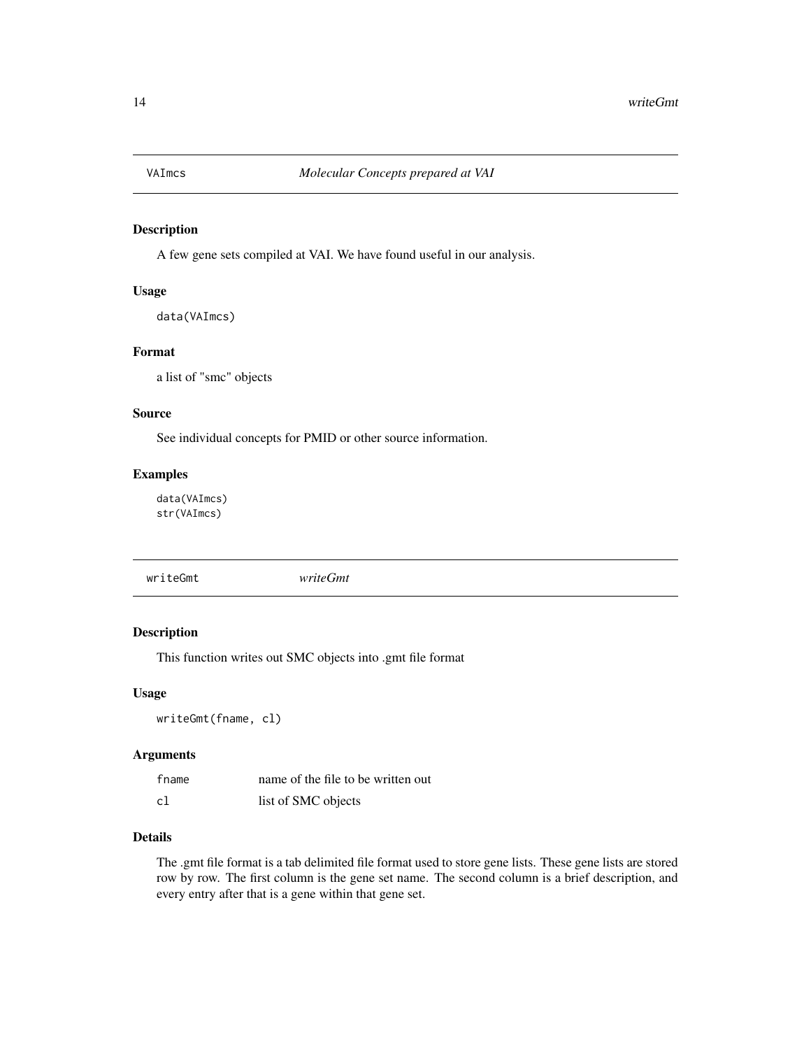## VAImcs — *Molecular Concepts prepared at VAI*

### Description

A few gene sets compiled at VAI. We have found useful in our analysis.

### Usage

```
data(VAImcs)
```

### Format

a list of "smc" objects

### Source

See individual concepts for PMID or other source information.

### Examples

```
data(VAImcs)
str(VAImcs)
```

## writeGmt — *writeGmt*

### Description

This function writes out SMC objects into .gmt file format

### Usage

```
writeGmt(fname, cl)
```

### Arguments

| | |
|---|---|
| fname | name of the file to be written out |
| cl | list of SMC objects |

### Details

The .gmt file format is a tab delimited file format used to store gene lists. These gene lists are stored row by row. The first column is the gene set name. The second column is a brief description, and every entry after that is a gene within that gene set.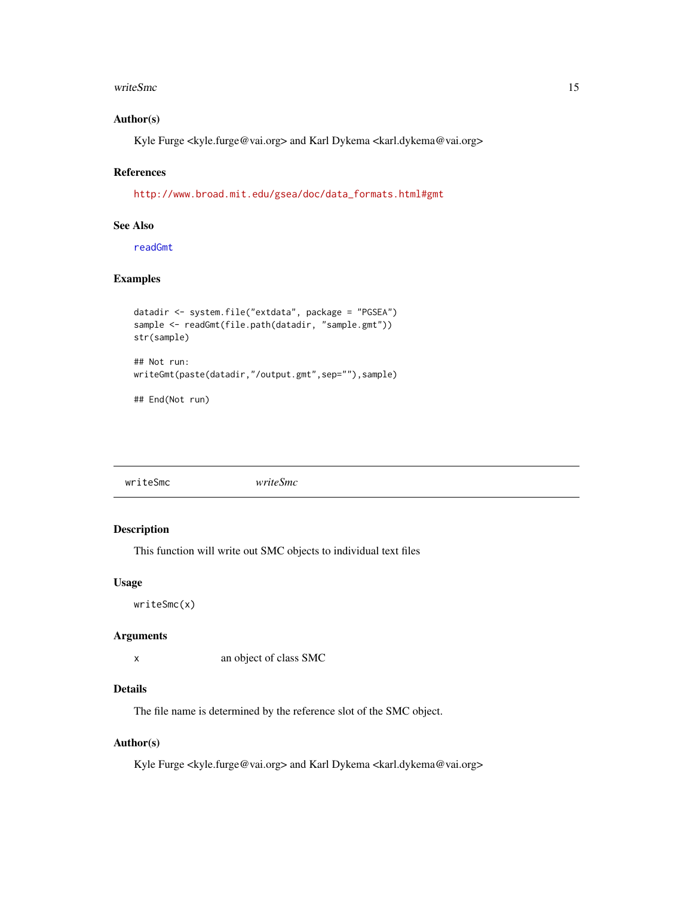### Author(s)

Kyle Furge <kyle.furge@vai.org> and Karl Dykema <karl.dykema@vai.org>

### References

http://www.broad.mit.edu/gsea/doc/data_formats.html#gmt

### See Also

readGmt

### Examples

```
datadir <- system.file("extdata", package = "PGSEA")
sample <- readGmt(file.path(datadir, "sample.gmt"))
str(sample)

## Not run:
writeGmt(paste(datadir,"/output.gmt",sep=""),sample)

## End(Not run)
```

---

## writeSmc *writeSmc*

### Description

This function will write out SMC objects to individual text files

### Usage

```
writeSmc(x)
```

### Arguments

| | |
|---|---|
| x | an object of class SMC |

### Details

The file name is determined by the reference slot of the SMC object.

### Author(s)

Kyle Furge <kyle.furge@vai.org> and Karl Dykema <karl.dykema@vai.org>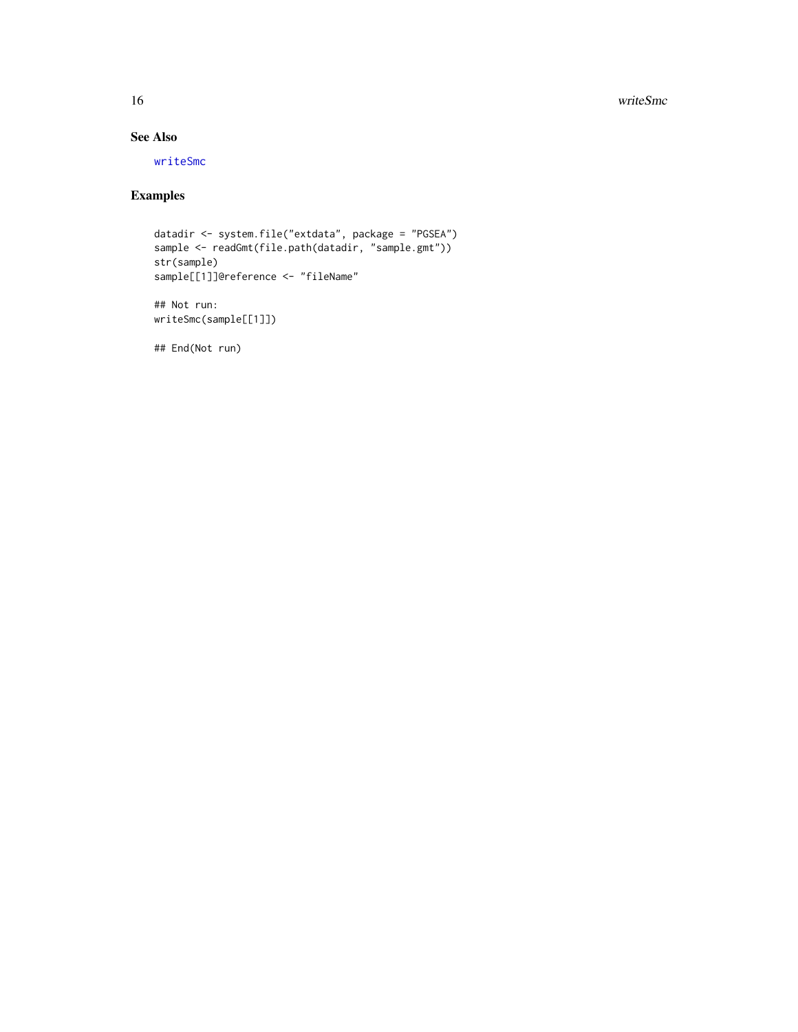## See Also

writeSmc

## Examples

```
datadir <- system.file("extdata", package = "PGSEA")
sample <- readGmt(file.path(datadir, "sample.gmt"))
str(sample)
sample[[1]]@reference <- "fileName"

## Not run:
writeSmc(sample[[1]])

## End(Not run)
```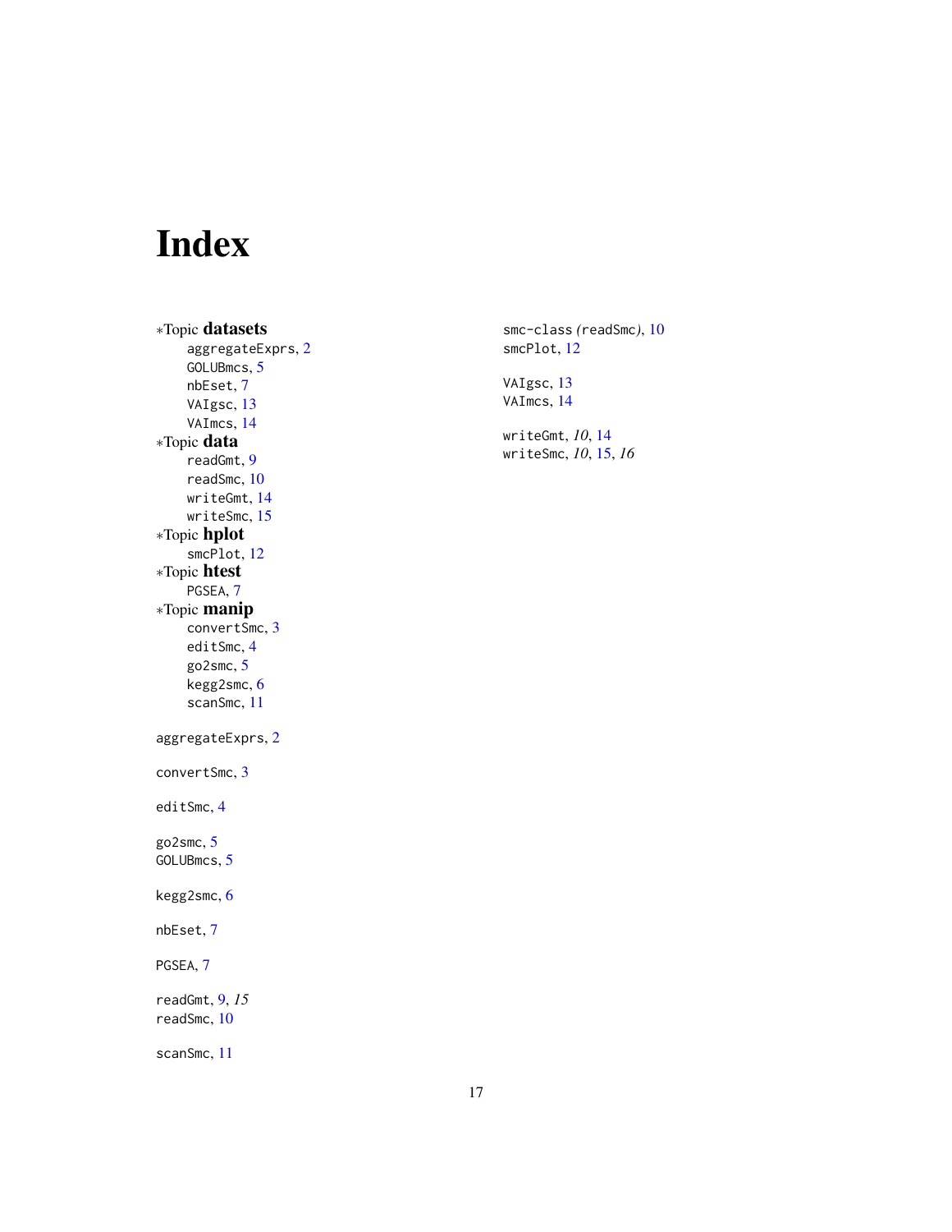# Index

*Topic **datasets**
- aggregateExprs, 2
- GOLUBmcs, 5
- nbEset, 7
- VAIgsc, 13
- VAImcs, 14

*Topic **data**
- readGmt, 9
- readSmc, 10
- writeGmt, 14
- writeSmc, 15

*Topic **hplot**
- smcPlot, 12

*Topic **htest**
- PGSEA, 7

*Topic **manip**
- convertSmc, 3
- editSmc, 4
- go2smc, 5
- kegg2smc, 6
- scanSmc, 11

aggregateExprs, 2

convertSmc, 3

editSmc, 4

go2smc, 5
GOLUBmcs, 5

kegg2smc, 6

nbEset, 7

PGSEA, 7

readGmt, 9, *15*
readSmc, 10

scanSmc, 11
smc-class *(*readSmc*)*, 10
smcPlot, 12

VAIgsc, 13
VAImcs, 14

writeGmt, *10*, 14
writeSmc, *10*, 15, *16*